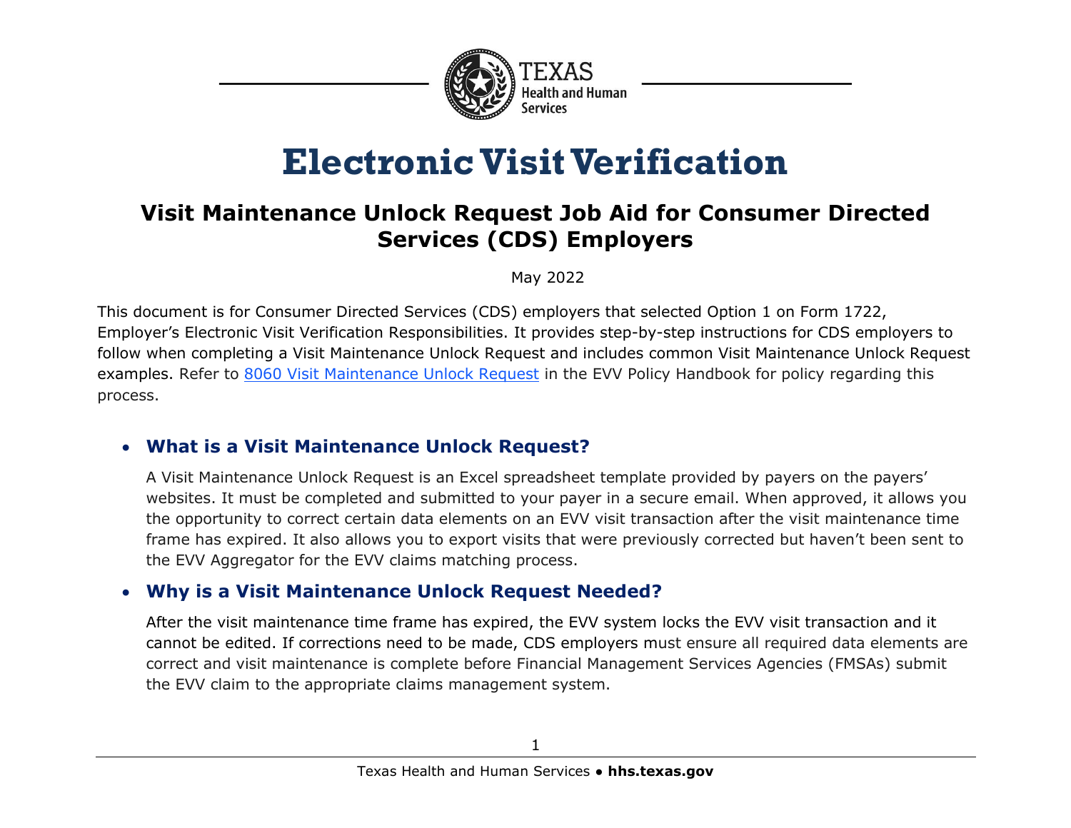# Electronic Visit Verification

## Visit Maintenance Unlock Request Job Aid for Consumer Directed Services (CDS) Employers

May 2022

This document is for Consumer Directed Services (CDS) employers that selected Option 1 on Form 1722, Employer's Electronic Visit Verification Responsibilities. It provides step-by-step instructions for CDS employers to follow when completing a Visit Maintenance Unlock Request and includes common Visit Maintenance Unlock Request examples. Refer to 8060 Visit Maintenance Unlock Request in the EVV Policy Handbook for policy regarding this process.

- ### What is a Visit Maintenance Unlock Request?

  A Visit Maintenance Unlock Request is an Excel spreadsheet template provided by payers on the payers' websites. It must be completed and submitted to your payer in a secure email. When approved, it allows you the opportunity to correct certain data elements on an EVV visit transaction after the visit maintenance time frame has expired. It also allows you to export visits that were previously corrected but haven't been sent to the EVV Aggregator for the EVV claims matching process.

- ### Why is a Visit Maintenance Unlock Request Needed?

  After the visit maintenance time frame has expired, the EVV system locks the EVV visit transaction and it cannot be edited. If corrections need to be made, CDS employers must ensure all required data elements are correct and visit maintenance is complete before Financial Management Services Agencies (FMSAs) submit the EVV claim to the appropriate claims management system.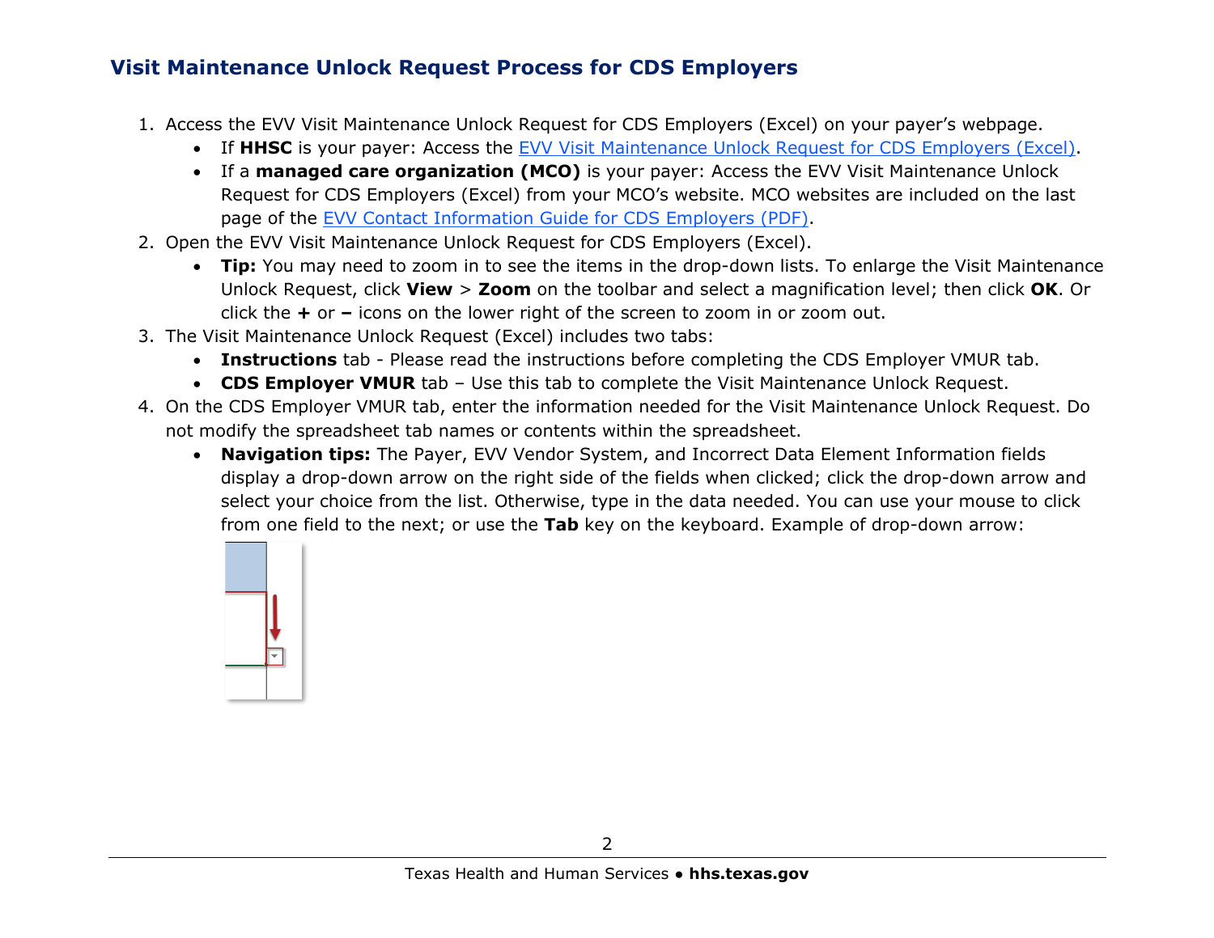## Visit Maintenance Unlock Request Process for CDS Employers

1. Access the EVV Visit Maintenance Unlock Request for CDS Employers (Excel) on your payer's webpage.
   - If **HHSC** is your payer: Access the EVV Visit Maintenance Unlock Request for CDS Employers (Excel).
   - If a **managed care organization (MCO)** is your payer: Access the EVV Visit Maintenance Unlock Request for CDS Employers (Excel) from your MCO's website. MCO websites are included on the last page of the EVV Contact Information Guide for CDS Employers (PDF).
2. Open the EVV Visit Maintenance Unlock Request for CDS Employers (Excel).
   - **Tip:** You may need to zoom in to see the items in the drop-down lists. To enlarge the Visit Maintenance Unlock Request, click **View** > **Zoom** on the toolbar and select a magnification level; then click **OK**. Or click the **+** or **–** icons on the lower right of the screen to zoom in or zoom out.
3. The Visit Maintenance Unlock Request (Excel) includes two tabs:
   - **Instructions** tab - Please read the instructions before completing the CDS Employer VMUR tab.
   - **CDS Employer VMUR** tab – Use this tab to complete the Visit Maintenance Unlock Request.
4. On the CDS Employer VMUR tab, enter the information needed for the Visit Maintenance Unlock Request. Do not modify the spreadsheet tab names or contents within the spreadsheet.
   - **Navigation tips:** The Payer, EVV Vendor System, and Incorrect Data Element Information fields display a drop-down arrow on the right side of the fields when clicked; click the drop-down arrow and select your choice from the list. Otherwise, type in the data needed. You can use your mouse to click from one field to the next; or use the **Tab** key on the keyboard. Example of drop-down arrow: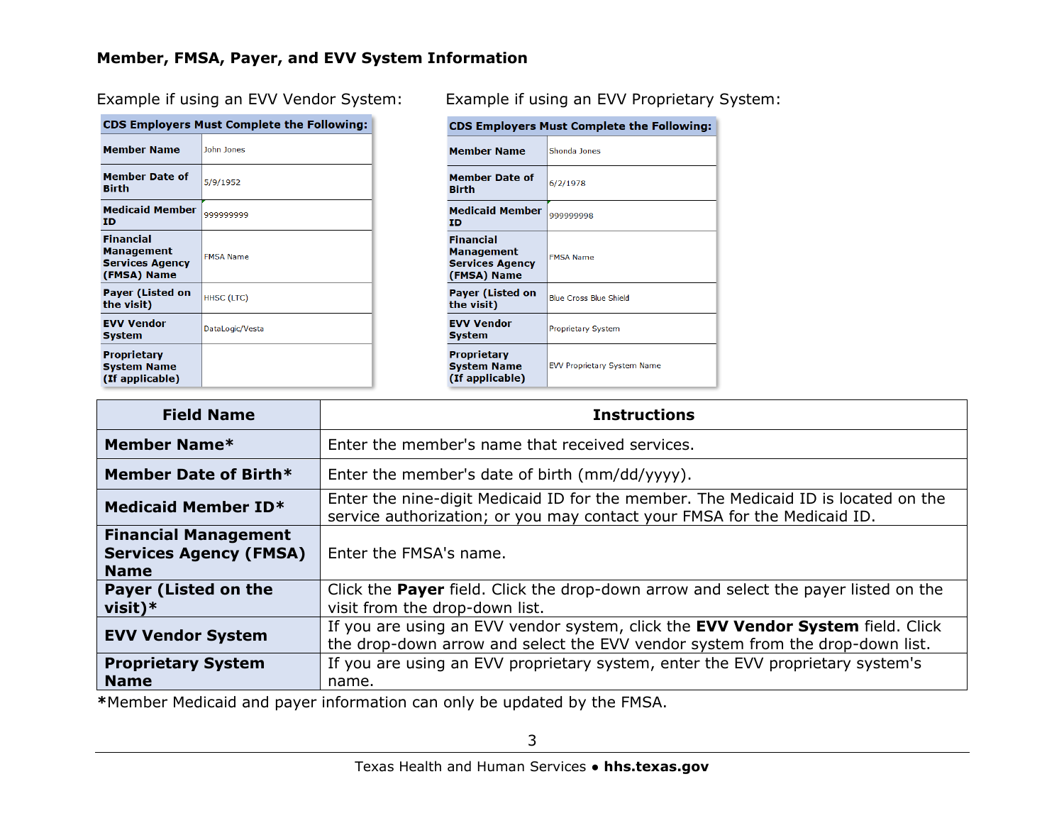**Member, FMSA, Payer, and EVV System Information**

Example if using an EVV Vendor System:

| CDS Employers Must Complete the Following: | |
|---|---|
| **Member Name** | John Jones |
| **Member Date of Birth** | 5/9/1952 |
| **Medicaid Member ID** | 999999999 |
| **Financial Management Services Agency (FMSA) Name** | FMSA Name |
| **Payer (Listed on the visit)** | HHSC (LTC) |
| **EVV Vendor System** | DataLogic/Vesta |
| **Proprietary System Name (If applicable)** | |

Example if using an EVV Proprietary System:

| CDS Employers Must Complete the Following: | |
|---|---|
| **Member Name** | Shonda Jones |
| **Member Date of Birth** | 6/2/1978 |
| **Medicaid Member ID** | 999999998 |
| **Financial Management Services Agency (FMSA) Name** | FMSA Name |
| **Payer (Listed on the visit)** | Blue Cross Blue Shield |
| **EVV Vendor System** | Proprietary System |
| **Proprietary System Name (If applicable)** | EVV Proprietary System Name |

| Field Name | Instructions |
|---|---|
| **Member Name*** | Enter the member's name that received services. |
| **Member Date of Birth*** | Enter the member's date of birth (mm/dd/yyyy). |
| **Medicaid Member ID*** | Enter the nine-digit Medicaid ID for the member. The Medicaid ID is located on the service authorization; or you may contact your FMSA for the Medicaid ID. |
| **Financial Management Services Agency (FMSA) Name** | Enter the FMSA's name. |
| **Payer (Listed on the visit)*** | Click the **Payer** field. Click the drop-down arrow and select the payer listed on the visit from the drop-down list. |
| **EVV Vendor System** | If you are using an EVV vendor system, click the **EVV Vendor System** field. Click the drop-down arrow and select the EVV vendor system from the drop-down list. |
| **Proprietary System Name** | If you are using an EVV proprietary system, enter the EVV proprietary system's name. |

***Member Medicaid and payer information can only be updated by the FMSA.**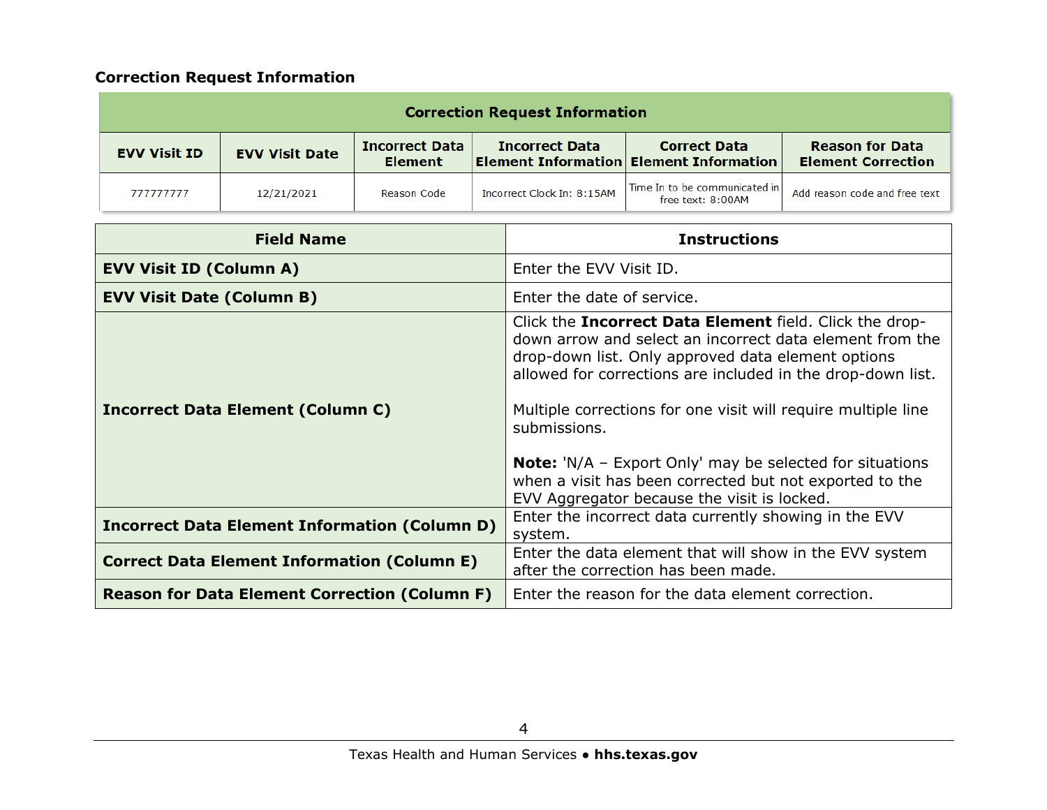**Correction Request Information**

| Correction Request Information | | | | | |
|---|---|---|---|---|---|
| **EVV Visit ID** | **EVV Visit Date** | **Incorrect Data Element** | **Incorrect Data Element Information** | **Correct Data Element Information** | **Reason for Data Element Correction** |
| 777777777 | 12/21/2021 | Reason Code | Incorrect Clock In: 8:15AM | Time In to be communicated in free text: 8:00AM | Add reason code and free text |

| Field Name | Instructions |
|---|---|
| **EVV Visit ID (Column A)** | Enter the EVV Visit ID. |
| **EVV Visit Date (Column B)** | Enter the date of service. |
| **Incorrect Data Element (Column C)** | Click the **Incorrect Data Element** field. Click the drop-down arrow and select an incorrect data element from the drop-down list. Only approved data element options allowed for corrections are included in the drop-down list.<br><br>Multiple corrections for one visit will require multiple line submissions.<br><br>**Note:** 'N/A – Export Only' may be selected for situations when a visit has been corrected but not exported to the EVV Aggregator because the visit is locked. |
| **Incorrect Data Element Information (Column D)** | Enter the incorrect data currently showing in the EVV system. |
| **Correct Data Element Information (Column E)** | Enter the data element that will show in the EVV system after the correction has been made. |
| **Reason for Data Element Correction (Column F)** | Enter the reason for the data element correction. |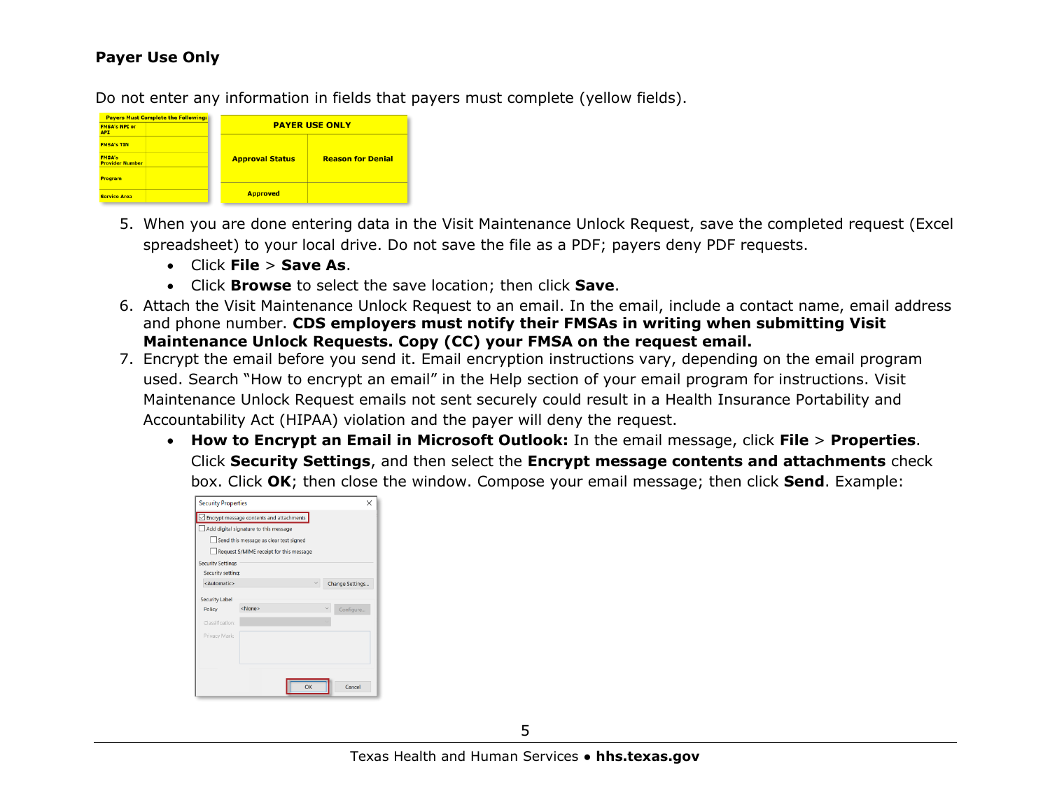**Payer Use Only**

Do not enter any information in fields that payers must complete (yellow fields).

| Payers Must Complete the Following: | |
|---|---|
| FMSA's NPI or API | |
| FMSA's TIN | |
| FMSA's Provider Number | |
| Program | |
| Service Area | |

| PAYER USE ONLY | |
|---|---|
| Approval Status | Reason for Denial |
| Approved | |

5. When you are done entering data in the Visit Maintenance Unlock Request, save the completed request (Excel spreadsheet) to your local drive. Do not save the file as a PDF; payers deny PDF requests.
   - Click **File** > **Save As**.
   - Click **Browse** to select the save location; then click **Save**.
6. Attach the Visit Maintenance Unlock Request to an email. In the email, include a contact name, email address and phone number. **CDS employers must notify their FMSAs in writing when submitting Visit Maintenance Unlock Requests. Copy (CC) your FMSA on the request email.**
7. Encrypt the email before you send it. Email encryption instructions vary, depending on the email program used. Search "How to encrypt an email" in the Help section of your email program for instructions. Visit Maintenance Unlock Request emails not sent securely could result in a Health Insurance Portability and Accountability Act (HIPAA) violation and the payer will deny the request.
   - **How to Encrypt an Email in Microsoft Outlook:** In the email message, click **File** > **Properties**. Click **Security Settings**, and then select the **Encrypt message contents and attachments** check box. Click **OK**; then close the window. Compose your email message; then click **Send**. Example: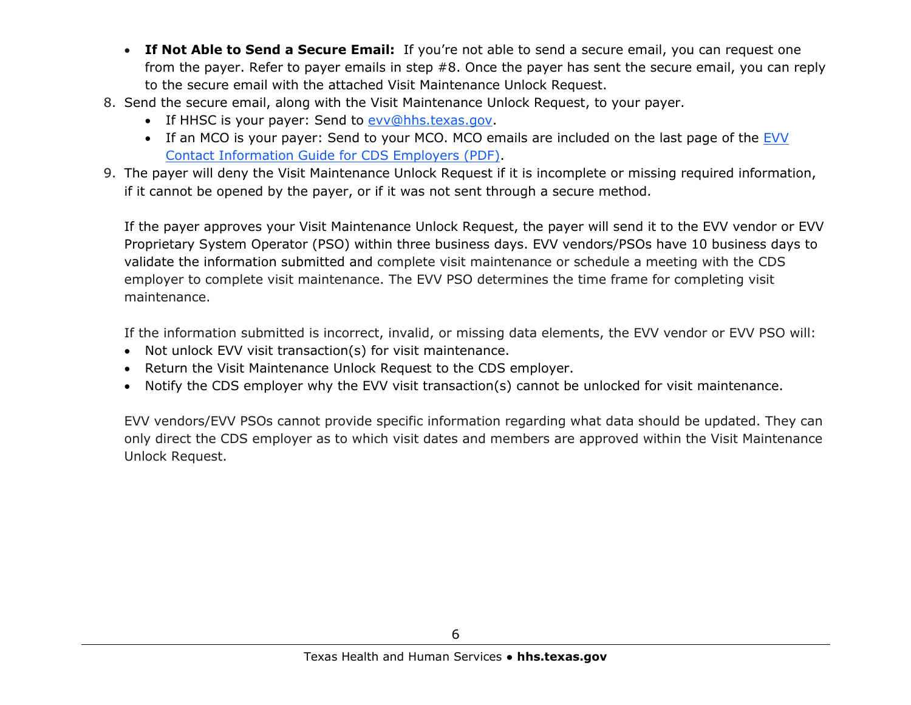- **If Not Able to Send a Secure Email:** If you're not able to send a secure email, you can request one from the payer. Refer to payer emails in step #8. Once the payer has sent the secure email, you can reply to the secure email with the attached Visit Maintenance Unlock Request.

8. Send the secure email, along with the Visit Maintenance Unlock Request, to your payer.
   - If HHSC is your payer: Send to [evv@hhs.texas.gov](mailto:evv@hhs.texas.gov).
   - If an MCO is your payer: Send to your MCO. MCO emails are included on the last page of the [EVV Contact Information Guide for CDS Employers (PDF)](#).
9. The payer will deny the Visit Maintenance Unlock Request if it is incomplete or missing required information, if it cannot be opened by the payer, or if it was not sent through a secure method.

   If the payer approves your Visit Maintenance Unlock Request, the payer will send it to the EVV vendor or EVV Proprietary System Operator (PSO) within three business days. EVV vendors/PSOs have 10 business days to validate the information submitted and complete visit maintenance or schedule a meeting with the CDS employer to complete visit maintenance. The EVV PSO determines the time frame for completing visit maintenance.

   If the information submitted is incorrect, invalid, or missing data elements, the EVV vendor or EVV PSO will:

   - Not unlock EVV visit transaction(s) for visit maintenance.
   - Return the Visit Maintenance Unlock Request to the CDS employer.
   - Notify the CDS employer why the EVV visit transaction(s) cannot be unlocked for visit maintenance.

   EVV vendors/EVV PSOs cannot provide specific information regarding what data should be updated. They can only direct the CDS employer as to which visit dates and members are approved within the Visit Maintenance Unlock Request.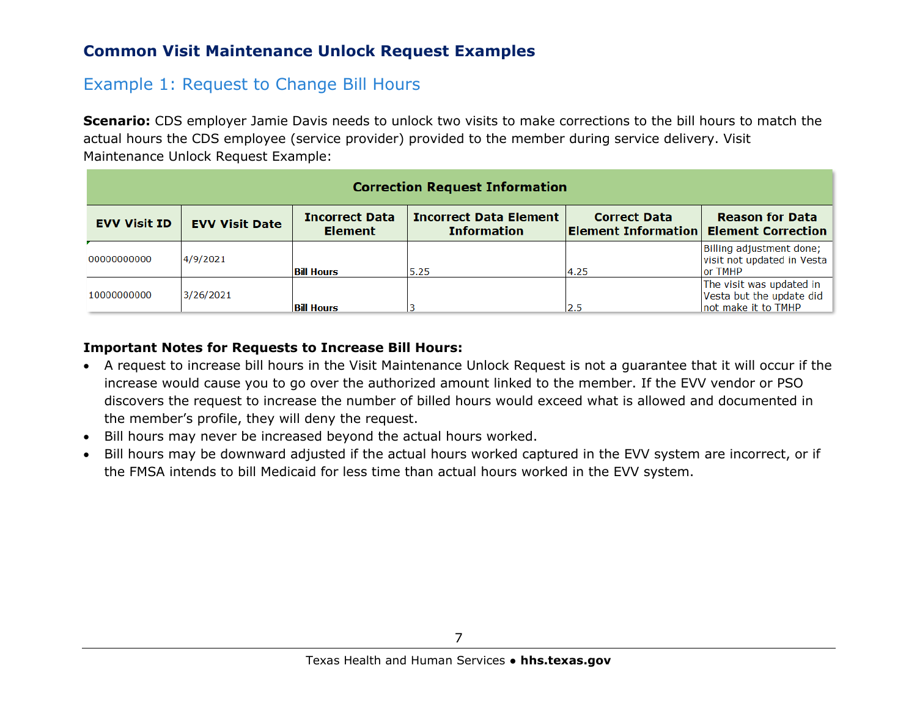## Common Visit Maintenance Unlock Request Examples

### Example 1: Request to Change Bill Hours

**Scenario:** CDS employer Jamie Davis needs to unlock two visits to make corrections to the bill hours to match the actual hours the CDS employee (service provider) provided to the member during service delivery. Visit Maintenance Unlock Request Example:

| Correction Request Information | | | | | |
|---|---|---|---|---|---|
| **EVV Visit ID** | **EVV Visit Date** | **Incorrect Data Element** | **Incorrect Data Element Information** | **Correct Data Element Information** | **Reason for Data Element Correction** |
| 00000000000 | 4/9/2021 | **Bill Hours** | 5.25 | 4.25 | Billing adjustment done; visit not updated in Vesta or TMHP |
| 10000000000 | 3/26/2021 | **Bill Hours** | 3 | 2.5 | The visit was updated in Vesta but the update did not make it to TMHP |

**Important Notes for Requests to Increase Bill Hours:**

- A request to increase bill hours in the Visit Maintenance Unlock Request is not a guarantee that it will occur if the increase would cause you to go over the authorized amount linked to the member. If the EVV vendor or PSO discovers the request to increase the number of billed hours would exceed what is allowed and documented in the member's profile, they will deny the request.
- Bill hours may never be increased beyond the actual hours worked.
- Bill hours may be downward adjusted if the actual hours worked captured in the EVV system are incorrect, or if the FMSA intends to bill Medicaid for less time than actual hours worked in the EVV system.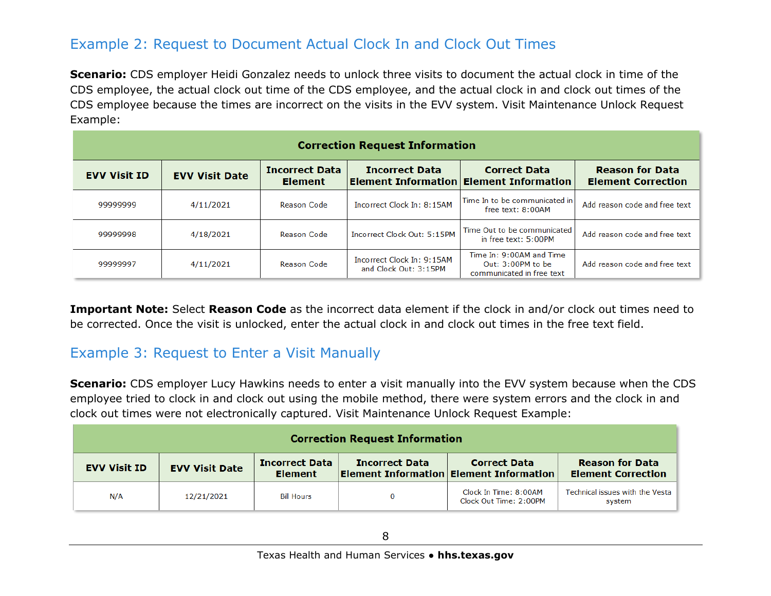## Example 2: Request to Document Actual Clock In and Clock Out Times

**Scenario:** CDS employer Heidi Gonzalez needs to unlock three visits to document the actual clock in time of the CDS employee, the actual clock out time of the CDS employee, and the actual clock in and clock out times of the CDS employee because the times are incorrect on the visits in the EVV system. Visit Maintenance Unlock Request Example:

| Correction Request Information | | | | | |
|---|---|---|---|---|---|
| **EVV Visit ID** | **EVV Visit Date** | **Incorrect Data Element** | **Incorrect Data Element Information** | **Correct Data Element Information** | **Reason for Data Element Correction** |
| 99999999 | 4/11/2021 | Reason Code | Incorrect Clock In: 8:15AM | Time In to be communicated in free text: 8:00AM | Add reason code and free text |
| 99999998 | 4/18/2021 | Reason Code | Incorrect Clock Out: 5:15PM | Time Out to be communicated in free text: 5:00PM | Add reason code and free text |
| 99999997 | 4/11/2021 | Reason Code | Incorrect Clock In: 9:15AM and Clock Out: 3:15PM | Time In: 9:00AM and Time Out: 3:00PM to be communicated in free text | Add reason code and free text |

**Important Note:** Select **Reason Code** as the incorrect data element if the clock in and/or clock out times need to be corrected. Once the visit is unlocked, enter the actual clock in and clock out times in the free text field.

## Example 3: Request to Enter a Visit Manually

**Scenario:** CDS employer Lucy Hawkins needs to enter a visit manually into the EVV system because when the CDS employee tried to clock in and clock out using the mobile method, there were system errors and the clock in and clock out times were not electronically captured. Visit Maintenance Unlock Request Example:

| Correction Request Information | | | | | |
|---|---|---|---|---|---|
| **EVV Visit ID** | **EVV Visit Date** | **Incorrect Data Element** | **Incorrect Data Element Information** | **Correct Data Element Information** | **Reason for Data Element Correction** |
| N/A | 12/21/2021 | Bill Hours | 0 | Clock In Time: 8:00AM Clock Out Time: 2:00PM | Technical issues with the Vesta system |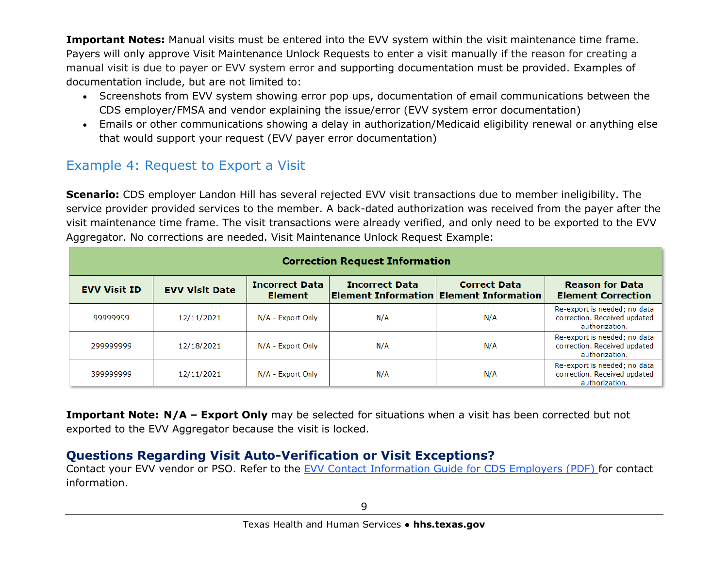**Important Notes:** Manual visits must be entered into the EVV system within the visit maintenance time frame. Payers will only approve Visit Maintenance Unlock Requests to enter a visit manually if the reason for creating a manual visit is due to payer or EVV system error and supporting documentation must be provided. Examples of documentation include, but are not limited to:

- Screenshots from EVV system showing error pop ups, documentation of email communications between the CDS employer/FMSA and vendor explaining the issue/error (EVV system error documentation)
- Emails or other communications showing a delay in authorization/Medicaid eligibility renewal or anything else that would support your request (EVV payer error documentation)

## Example 4: Request to Export a Visit

**Scenario:** CDS employer Landon Hill has several rejected EVV visit transactions due to member ineligibility. The service provider provided services to the member. A back-dated authorization was received from the payer after the visit maintenance time frame. The visit transactions were already verified, and only need to be exported to the EVV Aggregator. No corrections are needed. Visit Maintenance Unlock Request Example:

| Correction Request Information | | | | | |
|---|---|---|---|---|---|
| **EVV Visit ID** | **EVV Visit Date** | **Incorrect Data Element** | **Incorrect Data Element Information** | **Correct Data Element Information** | **Reason for Data Element Correction** |
| 99999999 | 12/11/2021 | N/A - Export Only | N/A | N/A | Re-export is needed; no data correction. Received updated authorization. |
| 299999999 | 12/18/2021 | N/A - Export Only | N/A | N/A | Re-export is needed; no data correction. Received updated authorization. |
| 399999999 | 12/11/2021 | N/A - Export Only | N/A | N/A | Re-export is needed; no data correction. Received updated authorization. |

**Important Note: N/A – Export Only** may be selected for situations when a visit has been corrected but not exported to the EVV Aggregator because the visit is locked.

## Questions Regarding Visit Auto-Verification or Visit Exceptions?

Contact your EVV vendor or PSO. Refer to the EVV Contact Information Guide for CDS Employers (PDF) for contact information.